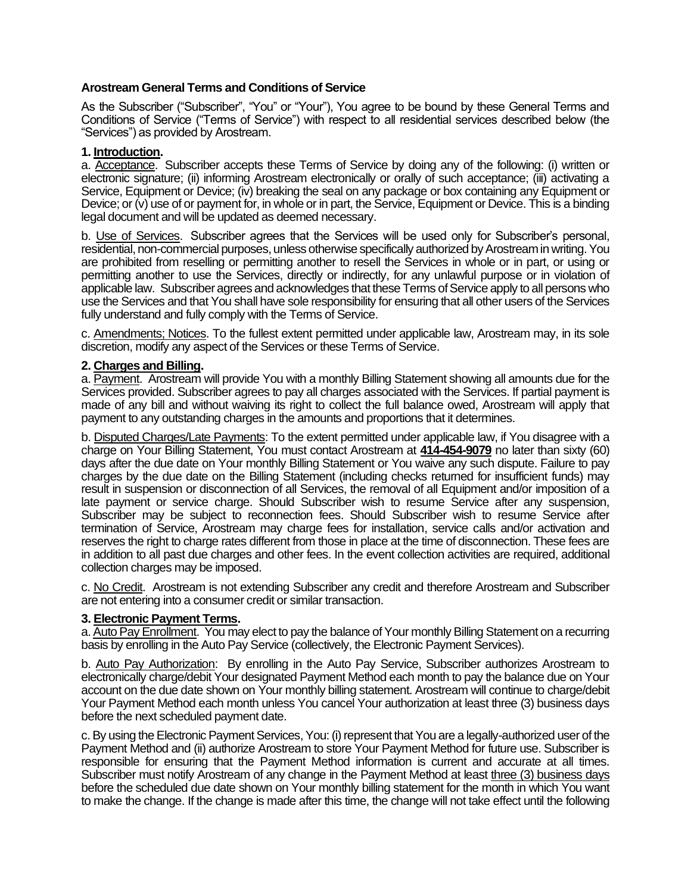**Arostream General Terms and Conditions of Service**

As the Subscriber ("Subscriber", "You" or "Your"), You agree to be bound by these General Terms and Conditions of Service ("Terms of Service") with respect to all residential services described below (the "Services") as provided by Arostream.

**1. Introduction.**

a. Acceptance. Subscriber accepts these Terms of Service by doing any of the following: (i) written or electronic signature; (ii) informing Arostream electronically or orally of such acceptance; (iii) activating a Service, Equipment or Device; (iv) breaking the seal on any package or box containing any Equipment or Device; or (v) use of or payment for, in whole or in part, the Service, Equipment or Device. This is a binding legal document and will be updated as deemed necessary.

b. Use of Services. Subscriber agrees that the Services will be used only for Subscriber's personal, residential, non-commercial purposes, unless otherwise specifically authorized by Arostream in writing. You are prohibited from reselling or permitting another to resell the Services in whole or in part, or using or permitting another to use the Services, directly or indirectly, for any unlawful purpose or in violation of applicable law. Subscriber agrees and acknowledges that these Terms of Service apply to all persons who use the Services and that You shall have sole responsibility for ensuring that all other users of the Services fully understand and fully comply with the Terms of Service.

c. Amendments; Notices. To the fullest extent permitted under applicable law, Arostream may, in its sole discretion, modify any aspect of the Services or these Terms of Service.

**2. Charges and Billing.**

a. Payment. Arostream will provide You with a monthly Billing Statement showing all amounts due for the Services provided. Subscriber agrees to pay all charges associated with the Services. If partial payment is made of any bill and without waiving its right to collect the full balance owed, Arostream will apply that payment to any outstanding charges in the amounts and proportions that it determines.

b. Disputed Charges/Late Payments: To the extent permitted under applicable law, if You disagree with a charge on Your Billing Statement, You must contact Arostream at **414-454-9079** no later than sixty (60) days after the due date on Your monthly Billing Statement or You waive any such dispute. Failure to pay charges by the due date on the Billing Statement (including checks returned for insufficient funds) may result in suspension or disconnection of all Services, the removal of all Equipment and/or imposition of a late payment or service charge. Should Subscriber wish to resume Service after any suspension, Subscriber may be subject to reconnection fees. Should Subscriber wish to resume Service after termination of Service, Arostream may charge fees for installation, service calls and/or activation and reserves the right to charge rates different from those in place at the time of disconnection. These fees are in addition to all past due charges and other fees. In the event collection activities are required, additional collection charges may be imposed.

c. No Credit. Arostream is not extending Subscriber any credit and therefore Arostream and Subscriber are not entering into a consumer credit or similar transaction.

**3. Electronic Payment Terms.**

a. Auto Pay Enrollment. You may elect to pay the balance of Your monthly Billing Statement on a recurring basis by enrolling in the Auto Pay Service (collectively, the Electronic Payment Services).

b. Auto Pay Authorization: By enrolling in the Auto Pay Service, Subscriber authorizes Arostream to electronically charge/debit Your designated Payment Method each month to pay the balance due on Your account on the due date shown on Your monthly billing statement. Arostream will continue to charge/debit Your Payment Method each month unless You cancel Your authorization at least three (3) business days before the next scheduled payment date.

c. By using the Electronic Payment Services, You: (i) represent that You are a legally-authorized user of the Payment Method and (ii) authorize Arostream to store Your Payment Method for future use. Subscriber is responsible for ensuring that the Payment Method information is current and accurate at all times. Subscriber must notify Arostream of any change in the Payment Method at least three (3) business days before the scheduled due date shown on Your monthly billing statement for the month in which You want to make the change. If the change is made after this time, the change will not take effect until the following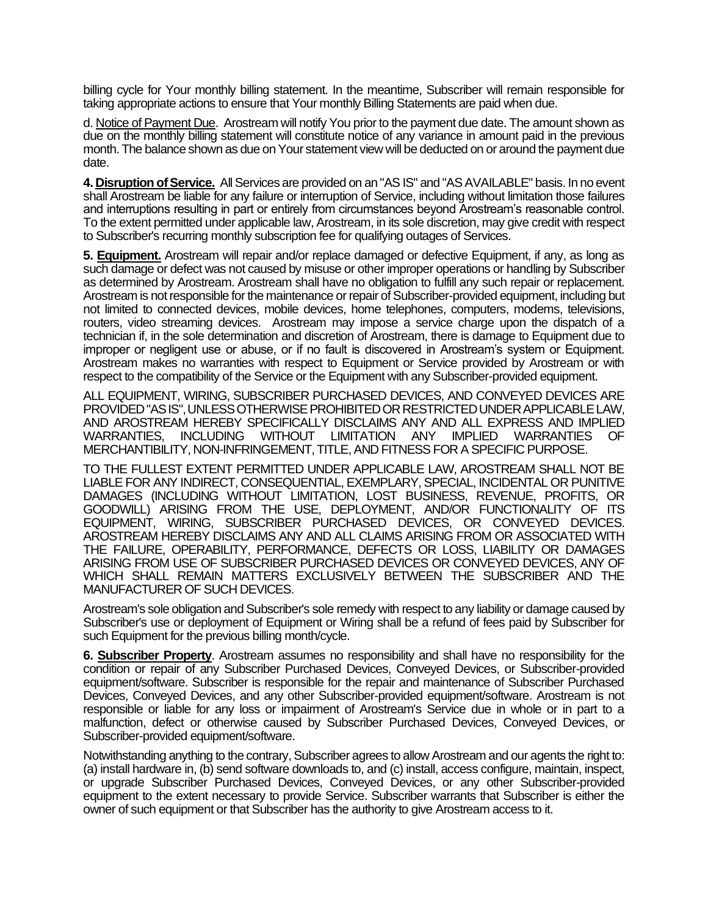billing cycle for Your monthly billing statement. In the meantime, Subscriber will remain responsible for taking appropriate actions to ensure that Your monthly Billing Statements are paid when due.

d. <u>Notice of Payment Due</u>. Arostream will notify You prior to the payment due date. The amount shown as due on the monthly billing statement will constitute notice of any variance in amount paid in the previous month. The balance shown as due on Your statement view will be deducted on or around the payment due date.

**4. <u>Disruption of Service.</u>** All Services are provided on an "AS IS" and "AS AVAILABLE" basis. In no event shall Arostream be liable for any failure or interruption of Service, including without limitation those failures and interruptions resulting in part or entirely from circumstances beyond Arostream's reasonable control. To the extent permitted under applicable law, Arostream, in its sole discretion, may give credit with respect to Subscriber's recurring monthly subscription fee for qualifying outages of Services.

**5. <u>Equipment.</u>** Arostream will repair and/or replace damaged or defective Equipment, if any, as long as such damage or defect was not caused by misuse or other improper operations or handling by Subscriber as determined by Arostream. Arostream shall have no obligation to fulfill any such repair or replacement. Arostream is not responsible for the maintenance or repair of Subscriber-provided equipment, including but not limited to connected devices, mobile devices, home telephones, computers, modems, televisions, routers, video streaming devices. Arostream may impose a service charge upon the dispatch of a technician if, in the sole determination and discretion of Arostream, there is damage to Equipment due to improper or negligent use or abuse, or if no fault is discovered in Arostream's system or Equipment. Arostream makes no warranties with respect to Equipment or Service provided by Arostream or with respect to the compatibility of the Service or the Equipment with any Subscriber-provided equipment.

ALL EQUIPMENT, WIRING, SUBSCRIBER PURCHASED DEVICES, AND CONVEYED DEVICES ARE PROVIDED "AS IS", UNLESS OTHERWISE PROHIBITED OR RESTRICTED UNDER APPLICABLE LAW, AND AROSTREAM HEREBY SPECIFICALLY DISCLAIMS ANY AND ALL EXPRESS AND IMPLIED WARRANTIES, INCLUDING WITHOUT LIMITATION ANY IMPLIED WARRANTIES OF MERCHANTIBILITY, NON-INFRINGEMENT, TITLE, AND FITNESS FOR A SPECIFIC PURPOSE.

TO THE FULLEST EXTENT PERMITTED UNDER APPLICABLE LAW, AROSTREAM SHALL NOT BE LIABLE FOR ANY INDIRECT, CONSEQUENTIAL, EXEMPLARY, SPECIAL, INCIDENTAL OR PUNITIVE DAMAGES (INCLUDING WITHOUT LIMITATION, LOST BUSINESS, REVENUE, PROFITS, OR GOODWILL) ARISING FROM THE USE, DEPLOYMENT, AND/OR FUNCTIONALITY OF ITS EQUIPMENT, WIRING, SUBSCRIBER PURCHASED DEVICES, OR CONVEYED DEVICES. AROSTREAM HEREBY DISCLAIMS ANY AND ALL CLAIMS ARISING FROM OR ASSOCIATED WITH THE FAILURE, OPERABILITY, PERFORMANCE, DEFECTS OR LOSS, LIABILITY OR DAMAGES ARISING FROM USE OF SUBSCRIBER PURCHASED DEVICES OR CONVEYED DEVICES, ANY OF WHICH SHALL REMAIN MATTERS EXCLUSIVELY BETWEEN THE SUBSCRIBER AND THE MANUFACTURER OF SUCH DEVICES.

Arostream's sole obligation and Subscriber's sole remedy with respect to any liability or damage caused by Subscriber's use or deployment of Equipment or Wiring shall be a refund of fees paid by Subscriber for such Equipment for the previous billing month/cycle.

**6. <u>Subscriber Property</u>**. Arostream assumes no responsibility and shall have no responsibility for the condition or repair of any Subscriber Purchased Devices, Conveyed Devices, or Subscriber-provided equipment/software. Subscriber is responsible for the repair and maintenance of Subscriber Purchased Devices, Conveyed Devices, and any other Subscriber-provided equipment/software. Arostream is not responsible or liable for any loss or impairment of Arostream's Service due in whole or in part to a malfunction, defect or otherwise caused by Subscriber Purchased Devices, Conveyed Devices, or Subscriber-provided equipment/software.

Notwithstanding anything to the contrary, Subscriber agrees to allow Arostream and our agents the right to: (a) install hardware in, (b) send software downloads to, and (c) install, access configure, maintain, inspect, or upgrade Subscriber Purchased Devices, Conveyed Devices, or any other Subscriber-provided equipment to the extent necessary to provide Service. Subscriber warrants that Subscriber is either the owner of such equipment or that Subscriber has the authority to give Arostream access to it.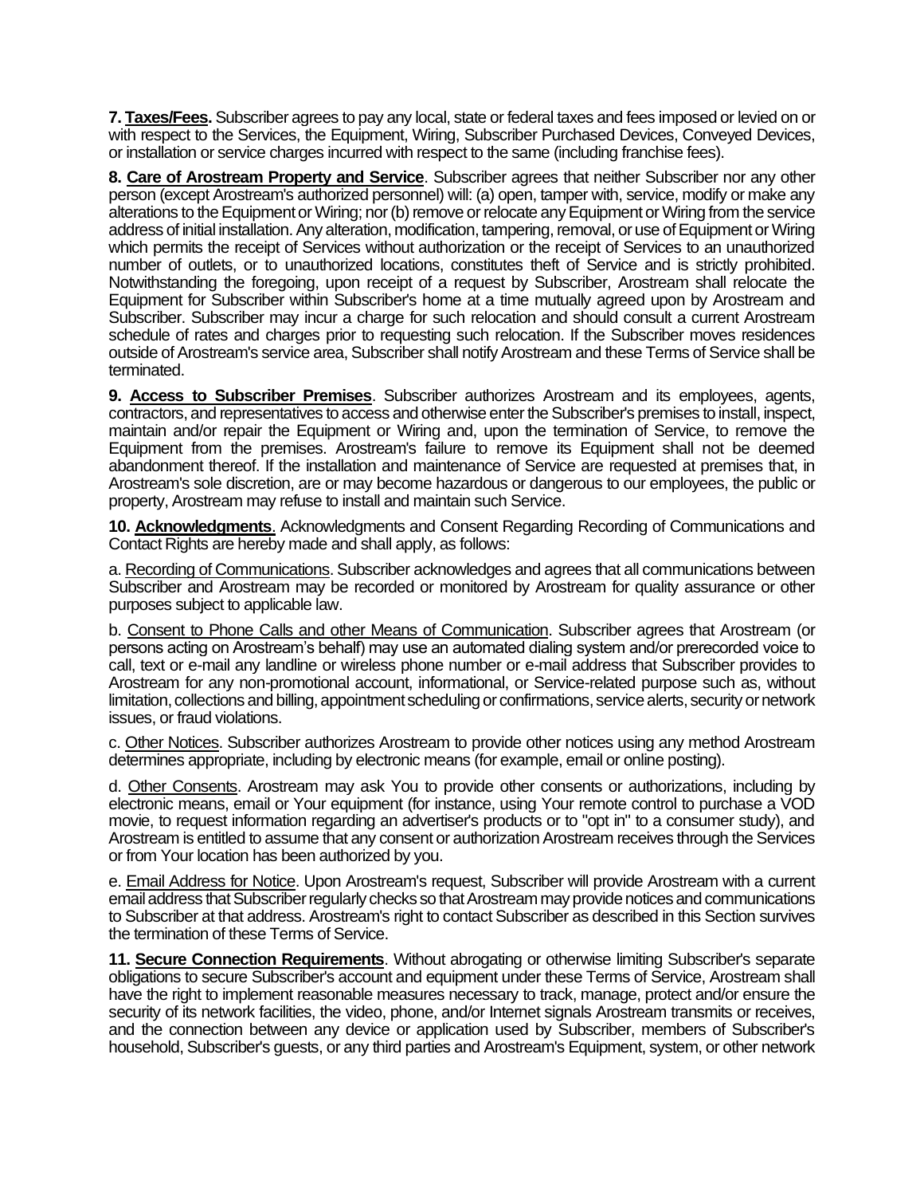**7. Taxes/Fees.** Subscriber agrees to pay any local, state or federal taxes and fees imposed or levied on or with respect to the Services, the Equipment, Wiring, Subscriber Purchased Devices, Conveyed Devices, or installation or service charges incurred with respect to the same (including franchise fees).

**8. Care of Arostream Property and Service**. Subscriber agrees that neither Subscriber nor any other person (except Arostream's authorized personnel) will: (a) open, tamper with, service, modify or make any alterations to the Equipment or Wiring; nor (b) remove or relocate any Equipment or Wiring from the service address of initial installation. Any alteration, modification, tampering, removal, or use of Equipment or Wiring which permits the receipt of Services without authorization or the receipt of Services to an unauthorized number of outlets, or to unauthorized locations, constitutes theft of Service and is strictly prohibited. Notwithstanding the foregoing, upon receipt of a request by Subscriber, Arostream shall relocate the Equipment for Subscriber within Subscriber's home at a time mutually agreed upon by Arostream and Subscriber. Subscriber may incur a charge for such relocation and should consult a current Arostream schedule of rates and charges prior to requesting such relocation. If the Subscriber moves residences outside of Arostream's service area, Subscriber shall notify Arostream and these Terms of Service shall be terminated.

**9. Access to Subscriber Premises**. Subscriber authorizes Arostream and its employees, agents, contractors, and representatives to access and otherwise enter the Subscriber's premises to install, inspect, maintain and/or repair the Equipment or Wiring and, upon the termination of Service, to remove the Equipment from the premises. Arostream's failure to remove its Equipment shall not be deemed abandonment thereof. If the installation and maintenance of Service are requested at premises that, in Arostream's sole discretion, are or may become hazardous or dangerous to our employees, the public or property, Arostream may refuse to install and maintain such Service.

**10. Acknowledgments**. Acknowledgments and Consent Regarding Recording of Communications and Contact Rights are hereby made and shall apply, as follows:

a. Recording of Communications. Subscriber acknowledges and agrees that all communications between Subscriber and Arostream may be recorded or monitored by Arostream for quality assurance or other purposes subject to applicable law.

b. Consent to Phone Calls and other Means of Communication. Subscriber agrees that Arostream (or persons acting on Arostream's behalf) may use an automated dialing system and/or prerecorded voice to call, text or e-mail any landline or wireless phone number or e-mail address that Subscriber provides to Arostream for any non-promotional account, informational, or Service-related purpose such as, without limitation, collections and billing, appointment scheduling or confirmations, service alerts, security or network issues, or fraud violations.

c. Other Notices. Subscriber authorizes Arostream to provide other notices using any method Arostream determines appropriate, including by electronic means (for example, email or online posting).

d. Other Consents. Arostream may ask You to provide other consents or authorizations, including by electronic means, email or Your equipment (for instance, using Your remote control to purchase a VOD movie, to request information regarding an advertiser's products or to "opt in" to a consumer study), and Arostream is entitled to assume that any consent or authorization Arostream receives through the Services or from Your location has been authorized by you.

e. Email Address for Notice. Upon Arostream's request, Subscriber will provide Arostream with a current email address that Subscriber regularly checks so that Arostream may provide notices and communications to Subscriber at that address. Arostream's right to contact Subscriber as described in this Section survives the termination of these Terms of Service.

**11. Secure Connection Requirements**. Without abrogating or otherwise limiting Subscriber's separate obligations to secure Subscriber's account and equipment under these Terms of Service, Arostream shall have the right to implement reasonable measures necessary to track, manage, protect and/or ensure the security of its network facilities, the video, phone, and/or Internet signals Arostream transmits or receives, and the connection between any device or application used by Subscriber, members of Subscriber's household, Subscriber's guests, or any third parties and Arostream's Equipment, system, or other network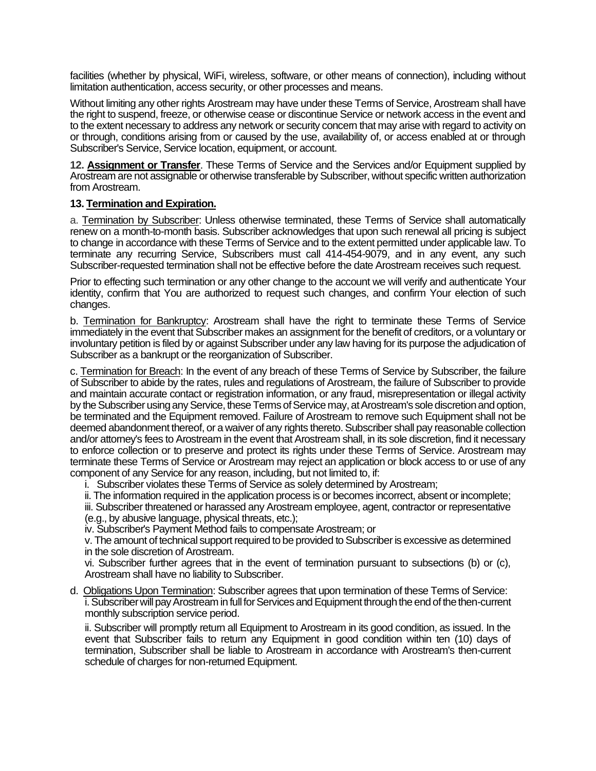facilities (whether by physical, WiFi, wireless, software, or other means of connection), including without limitation authentication, access security, or other processes and means.

Without limiting any other rights Arostream may have under these Terms of Service, Arostream shall have the right to suspend, freeze, or otherwise cease or discontinue Service or network access in the event and to the extent necessary to address any network or security concern that may arise with regard to activity on or through, conditions arising from or caused by the use, availability of, or access enabled at or through Subscriber's Service, Service location, equipment, or account.

**12. Assignment or Transfer**. These Terms of Service and the Services and/or Equipment supplied by Arostream are not assignable or otherwise transferable by Subscriber, without specific written authorization from Arostream.

**13. Termination and Expiration.**

a. Termination by Subscriber: Unless otherwise terminated, these Terms of Service shall automatically renew on a month-to-month basis. Subscriber acknowledges that upon such renewal all pricing is subject to change in accordance with these Terms of Service and to the extent permitted under applicable law. To terminate any recurring Service, Subscribers must call 414-454-9079, and in any event, any such Subscriber-requested termination shall not be effective before the date Arostream receives such request.

Prior to effecting such termination or any other change to the account we will verify and authenticate Your identity, confirm that You are authorized to request such changes, and confirm Your election of such changes.

b. Termination for Bankruptcy: Arostream shall have the right to terminate these Terms of Service immediately in the event that Subscriber makes an assignment for the benefit of creditors, or a voluntary or involuntary petition is filed by or against Subscriber under any law having for its purpose the adjudication of Subscriber as a bankrupt or the reorganization of Subscriber.

c. Termination for Breach: In the event of any breach of these Terms of Service by Subscriber, the failure of Subscriber to abide by the rates, rules and regulations of Arostream, the failure of Subscriber to provide and maintain accurate contact or registration information, or any fraud, misrepresentation or illegal activity by the Subscriber using any Service, these Terms of Service may, at Arostream's sole discretion and option, be terminated and the Equipment removed. Failure of Arostream to remove such Equipment shall not be deemed abandonment thereof, or a waiver of any rights thereto. Subscriber shall pay reasonable collection and/or attorney's fees to Arostream in the event that Arostream shall, in its sole discretion, find it necessary to enforce collection or to preserve and protect its rights under these Terms of Service. Arostream may terminate these Terms of Service or Arostream may reject an application or block access to or use of any component of any Service for any reason, including, but not limited to, if:

i. Subscriber violates these Terms of Service as solely determined by Arostream;

ii. The information required in the application process is or becomes incorrect, absent or incomplete;

iii. Subscriber threatened or harassed any Arostream employee, agent, contractor or representative (e.g., by abusive language, physical threats, etc.);

iv. Subscriber's Payment Method fails to compensate Arostream; or

v. The amount of technical support required to be provided to Subscriber is excessive as determined in the sole discretion of Arostream.

vi. Subscriber further agrees that in the event of termination pursuant to subsections (b) or (c), Arostream shall have no liability to Subscriber.

d. Obligations Upon Termination: Subscriber agrees that upon termination of these Terms of Service:

i. Subscriber will pay Arostream in full for Services and Equipment through the end of the then-current monthly subscription service period.

ii. Subscriber will promptly return all Equipment to Arostream in its good condition, as issued. In the event that Subscriber fails to return any Equipment in good condition within ten (10) days of termination, Subscriber shall be liable to Arostream in accordance with Arostream's then-current schedule of charges for non-returned Equipment.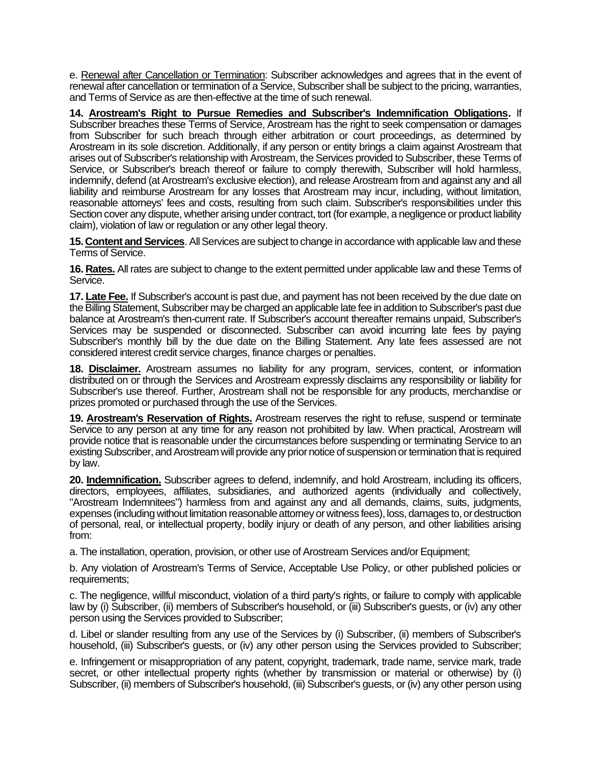e. Renewal after Cancellation or Termination: Subscriber acknowledges and agrees that in the event of renewal after cancellation or termination of a Service, Subscriber shall be subject to the pricing, warranties, and Terms of Service as are then-effective at the time of such renewal.

**14. Arostream's Right to Pursue Remedies and Subscriber's Indemnification Obligations.** If Subscriber breaches these Terms of Service, Arostream has the right to seek compensation or damages from Subscriber for such breach through either arbitration or court proceedings, as determined by Arostream in its sole discretion. Additionally, if any person or entity brings a claim against Arostream that arises out of Subscriber's relationship with Arostream, the Services provided to Subscriber, these Terms of Service, or Subscriber's breach thereof or failure to comply therewith, Subscriber will hold harmless, indemnify, defend (at Arostream's exclusive election), and release Arostream from and against any and all liability and reimburse Arostream for any losses that Arostream may incur, including, without limitation, reasonable attorneys' fees and costs, resulting from such claim. Subscriber's responsibilities under this Section cover any dispute, whether arising under contract, tort (for example, a negligence or product liability claim), violation of law or regulation or any other legal theory.

**15. Content and Services**. All Services are subject to change in accordance with applicable law and these Terms of Service.

**16. Rates.** All rates are subject to change to the extent permitted under applicable law and these Terms of Service.

**17. Late Fee.** If Subscriber's account is past due, and payment has not been received by the due date on the Billing Statement, Subscriber may be charged an applicable late fee in addition to Subscriber's past due balance at Arostream's then-current rate. If Subscriber's account thereafter remains unpaid, Subscriber's Services may be suspended or disconnected. Subscriber can avoid incurring late fees by paying Subscriber's monthly bill by the due date on the Billing Statement. Any late fees assessed are not considered interest credit service charges, finance charges or penalties.

**18. Disclaimer.** Arostream assumes no liability for any program, services, content, or information distributed on or through the Services and Arostream expressly disclaims any responsibility or liability for Subscriber's use thereof. Further, Arostream shall not be responsible for any products, merchandise or prizes promoted or purchased through the use of the Services.

**19. Arostream's Reservation of Rights.** Arostream reserves the right to refuse, suspend or terminate Service to any person at any time for any reason not prohibited by law. When practical, Arostream will provide notice that is reasonable under the circumstances before suspending or terminating Service to an existing Subscriber, and Arostream will provide any prior notice of suspension or termination that is required by law.

**20. Indemnification.** Subscriber agrees to defend, indemnify, and hold Arostream, including its officers, directors, employees, affiliates, subsidiaries, and authorized agents (individually and collectively, "Arostream Indemnitees") harmless from and against any and all demands, claims, suits, judgments, expenses (including without limitation reasonable attorney or witness fees), loss, damages to, or destruction of personal, real, or intellectual property, bodily injury or death of any person, and other liabilities arising from:

a. The installation, operation, provision, or other use of Arostream Services and/or Equipment;

b. Any violation of Arostream's Terms of Service, Acceptable Use Policy, or other published policies or requirements;

c. The negligence, willful misconduct, violation of a third party's rights, or failure to comply with applicable law by (i) Subscriber, (ii) members of Subscriber's household, or (iii) Subscriber's guests, or (iv) any other person using the Services provided to Subscriber;

d. Libel or slander resulting from any use of the Services by (i) Subscriber, (ii) members of Subscriber's household, (iii) Subscriber's guests, or (iv) any other person using the Services provided to Subscriber;

e. Infringement or misappropriation of any patent, copyright, trademark, trade name, service mark, trade secret, or other intellectual property rights (whether by transmission or material or otherwise) by (i) Subscriber, (ii) members of Subscriber's household, (iii) Subscriber's guests, or (iv) any other person using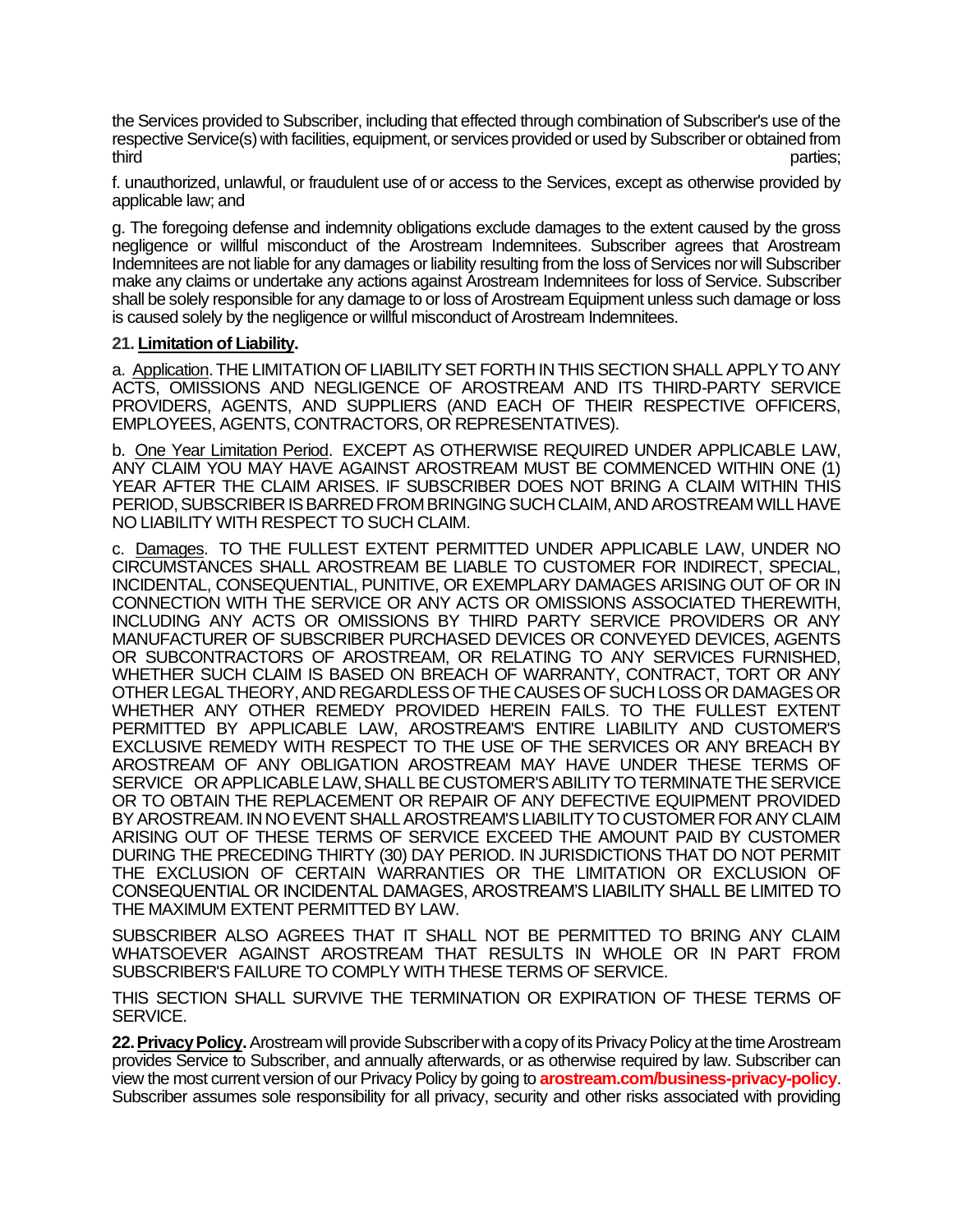the Services provided to Subscriber, including that effected through combination of Subscriber's use of the respective Service(s) with facilities, equipment, or services provided or used by Subscriber or obtained from third parties;

f. unauthorized, unlawful, or fraudulent use of or access to the Services, except as otherwise provided by applicable law; and

g. The foregoing defense and indemnity obligations exclude damages to the extent caused by the gross negligence or willful misconduct of the Arostream Indemnitees. Subscriber agrees that Arostream Indemnitees are not liable for any damages or liability resulting from the loss of Services nor will Subscriber make any claims or undertake any actions against Arostream Indemnitees for loss of Service. Subscriber shall be solely responsible for any damage to or loss of Arostream Equipment unless such damage or loss is caused solely by the negligence or willful misconduct of Arostream Indemnitees.

**21. Limitation of Liability.**

a. Application. THE LIMITATION OF LIABILITY SET FORTH IN THIS SECTION SHALL APPLY TO ANY ACTS, OMISSIONS AND NEGLIGENCE OF AROSTREAM AND ITS THIRD-PARTY SERVICE PROVIDERS, AGENTS, AND SUPPLIERS (AND EACH OF THEIR RESPECTIVE OFFICERS, EMPLOYEES, AGENTS, CONTRACTORS, OR REPRESENTATIVES).

b. One Year Limitation Period. EXCEPT AS OTHERWISE REQUIRED UNDER APPLICABLE LAW, ANY CLAIM YOU MAY HAVE AGAINST AROSTREAM MUST BE COMMENCED WITHIN ONE (1) YEAR AFTER THE CLAIM ARISES. IF SUBSCRIBER DOES NOT BRING A CLAIM WITHIN THIS PERIOD, SUBSCRIBER IS BARRED FROM BRINGING SUCH CLAIM, AND AROSTREAM WILL HAVE NO LIABILITY WITH RESPECT TO SUCH CLAIM.

c. Damages. TO THE FULLEST EXTENT PERMITTED UNDER APPLICABLE LAW, UNDER NO CIRCUMSTANCES SHALL AROSTREAM BE LIABLE TO CUSTOMER FOR INDIRECT, SPECIAL, INCIDENTAL, CONSEQUENTIAL, PUNITIVE, OR EXEMPLARY DAMAGES ARISING OUT OF OR IN CONNECTION WITH THE SERVICE OR ANY ACTS OR OMISSIONS ASSOCIATED THEREWITH, INCLUDING ANY ACTS OR OMISSIONS BY THIRD PARTY SERVICE PROVIDERS OR ANY MANUFACTURER OF SUBSCRIBER PURCHASED DEVICES OR CONVEYED DEVICES, AGENTS OR SUBCONTRACTORS OF AROSTREAM, OR RELATING TO ANY SERVICES FURNISHED, WHETHER SUCH CLAIM IS BASED ON BREACH OF WARRANTY, CONTRACT, TORT OR ANY OTHER LEGAL THEORY, AND REGARDLESS OF THE CAUSES OF SUCH LOSS OR DAMAGES OR WHETHER ANY OTHER REMEDY PROVIDED HEREIN FAILS. TO THE FULLEST EXTENT PERMITTED BY APPLICABLE LAW, AROSTREAM'S ENTIRE LIABILITY AND CUSTOMER'S EXCLUSIVE REMEDY WITH RESPECT TO THE USE OF THE SERVICES OR ANY BREACH BY AROSTREAM OF ANY OBLIGATION AROSTREAM MAY HAVE UNDER THESE TERMS OF SERVICE OR APPLICABLE LAW, SHALL BE CUSTOMER'S ABILITY TO TERMINATE THE SERVICE OR TO OBTAIN THE REPLACEMENT OR REPAIR OF ANY DEFECTIVE EQUIPMENT PROVIDED BY AROSTREAM. IN NO EVENT SHALL AROSTREAM'S LIABILITY TO CUSTOMER FOR ANY CLAIM ARISING OUT OF THESE TERMS OF SERVICE EXCEED THE AMOUNT PAID BY CUSTOMER DURING THE PRECEDING THIRTY (30) DAY PERIOD. IN JURISDICTIONS THAT DO NOT PERMIT THE EXCLUSION OF CERTAIN WARRANTIES OR THE LIMITATION OR EXCLUSION OF CONSEQUENTIAL OR INCIDENTAL DAMAGES, AROSTREAM'S LIABILITY SHALL BE LIMITED TO THE MAXIMUM EXTENT PERMITTED BY LAW.

SUBSCRIBER ALSO AGREES THAT IT SHALL NOT BE PERMITTED TO BRING ANY CLAIM WHATSOEVER AGAINST AROSTREAM THAT RESULTS IN WHOLE OR IN PART FROM SUBSCRIBER'S FAILURE TO COMPLY WITH THESE TERMS OF SERVICE.

THIS SECTION SHALL SURVIVE THE TERMINATION OR EXPIRATION OF THESE TERMS OF SERVICE.

**22. Privacy Policy.** Arostream will provide Subscriber with a copy of its Privacy Policy at the time Arostream provides Service to Subscriber, and annually afterwards, or as otherwise required by law. Subscriber can view the most current version of our Privacy Policy by going to **arostream.com/business-privacy-policy**. Subscriber assumes sole responsibility for all privacy, security and other risks associated with providing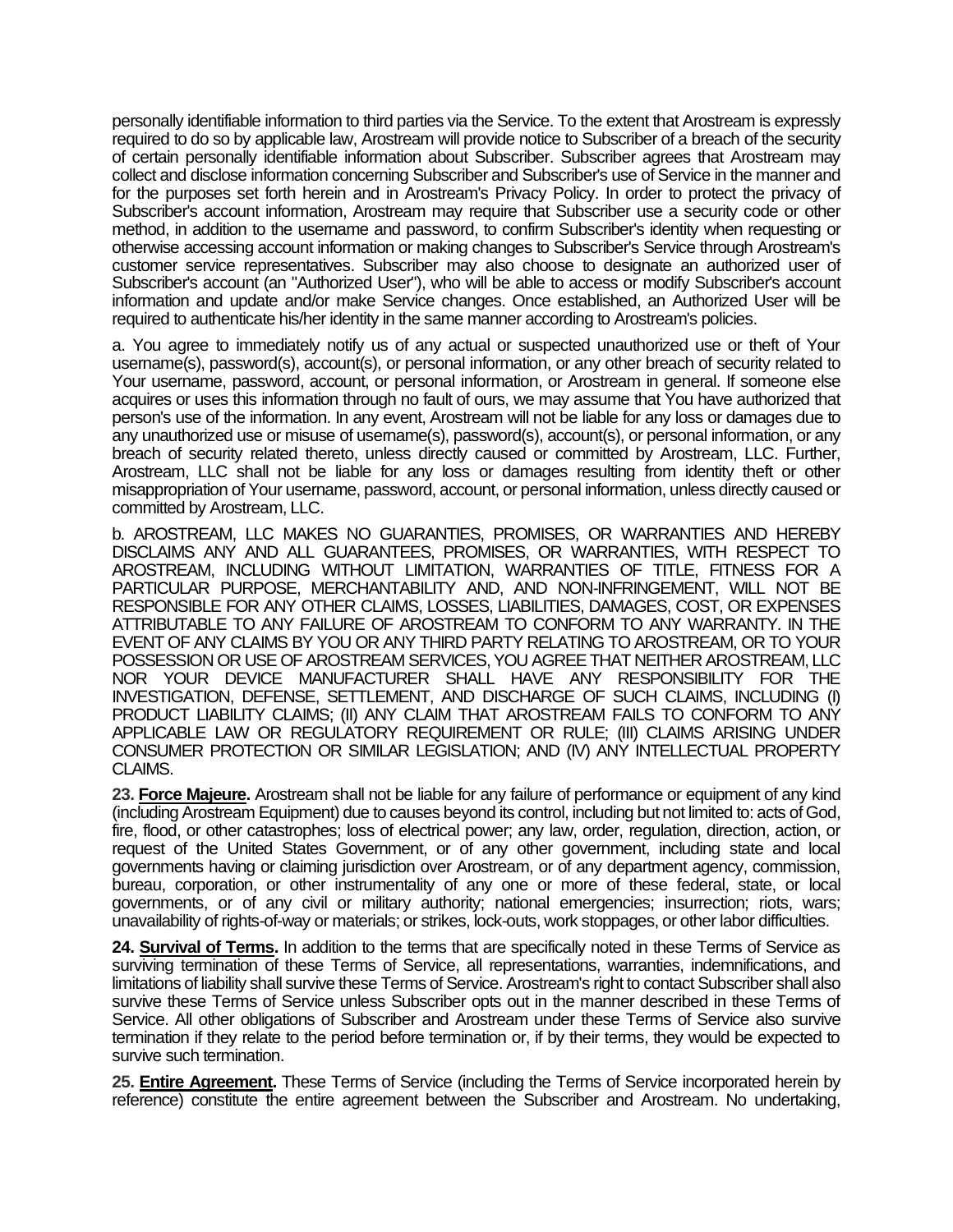personally identifiable information to third parties via the Service. To the extent that Arostream is expressly required to do so by applicable law, Arostream will provide notice to Subscriber of a breach of the security of certain personally identifiable information about Subscriber. Subscriber agrees that Arostream may collect and disclose information concerning Subscriber and Subscriber's use of Service in the manner and for the purposes set forth herein and in Arostream's Privacy Policy. In order to protect the privacy of Subscriber's account information, Arostream may require that Subscriber use a security code or other method, in addition to the username and password, to confirm Subscriber's identity when requesting or otherwise accessing account information or making changes to Subscriber's Service through Arostream's customer service representatives. Subscriber may also choose to designate an authorized user of Subscriber's account (an "Authorized User"), who will be able to access or modify Subscriber's account information and update and/or make Service changes. Once established, an Authorized User will be required to authenticate his/her identity in the same manner according to Arostream's policies.

a. You agree to immediately notify us of any actual or suspected unauthorized use or theft of Your username(s), password(s), account(s), or personal information, or any other breach of security related to Your username, password, account, or personal information, or Arostream in general. If someone else acquires or uses this information through no fault of ours, we may assume that You have authorized that person's use of the information. In any event, Arostream will not be liable for any loss or damages due to any unauthorized use or misuse of username(s), password(s), account(s), or personal information, or any breach of security related thereto, unless directly caused or committed by Arostream, LLC. Further, Arostream, LLC shall not be liable for any loss or damages resulting from identity theft or other misappropriation of Your username, password, account, or personal information, unless directly caused or committed by Arostream, LLC.

b. AROSTREAM, LLC MAKES NO GUARANTIES, PROMISES, OR WARRANTIES AND HEREBY DISCLAIMS ANY AND ALL GUARANTEES, PROMISES, OR WARRANTIES, WITH RESPECT TO AROSTREAM, INCLUDING WITHOUT LIMITATION, WARRANTIES OF TITLE, FITNESS FOR A PARTICULAR PURPOSE, MERCHANTABILITY AND, AND NON-INFRINGEMENT, WILL NOT BE RESPONSIBLE FOR ANY OTHER CLAIMS, LOSSES, LIABILITIES, DAMAGES, COST, OR EXPENSES ATTRIBUTABLE TO ANY FAILURE OF AROSTREAM TO CONFORM TO ANY WARRANTY. IN THE EVENT OF ANY CLAIMS BY YOU OR ANY THIRD PARTY RELATING TO AROSTREAM, OR TO YOUR POSSESSION OR USE OF AROSTREAM SERVICES, YOU AGREE THAT NEITHER AROSTREAM, LLC NOR YOUR DEVICE MANUFACTURER SHALL HAVE ANY RESPONSIBILITY FOR THE INVESTIGATION, DEFENSE, SETTLEMENT, AND DISCHARGE OF SUCH CLAIMS, INCLUDING (I) PRODUCT LIABILITY CLAIMS; (II) ANY CLAIM THAT AROSTREAM FAILS TO CONFORM TO ANY APPLICABLE LAW OR REGULATORY REQUIREMENT OR RULE; (III) CLAIMS ARISING UNDER CONSUMER PROTECTION OR SIMILAR LEGISLATION; AND (IV) ANY INTELLECTUAL PROPERTY CLAIMS.

**23. Force Majeure.** Arostream shall not be liable for any failure of performance or equipment of any kind (including Arostream Equipment) due to causes beyond its control, including but not limited to: acts of God, fire, flood, or other catastrophes; loss of electrical power; any law, order, regulation, direction, action, or request of the United States Government, or of any other government, including state and local governments having or claiming jurisdiction over Arostream, or of any department agency, commission, bureau, corporation, or other instrumentality of any one or more of these federal, state, or local governments, or of any civil or military authority; national emergencies; insurrection; riots, wars; unavailability of rights-of-way or materials; or strikes, lock-outs, work stoppages, or other labor difficulties.

**24. Survival of Terms.** In addition to the terms that are specifically noted in these Terms of Service as surviving termination of these Terms of Service, all representations, warranties, indemnifications, and limitations of liability shall survive these Terms of Service. Arostream's right to contact Subscriber shall also survive these Terms of Service unless Subscriber opts out in the manner described in these Terms of Service. All other obligations of Subscriber and Arostream under these Terms of Service also survive termination if they relate to the period before termination or, if by their terms, they would be expected to survive such termination.

**25. Entire Agreement.** These Terms of Service (including the Terms of Service incorporated herein by reference) constitute the entire agreement between the Subscriber and Arostream. No undertaking,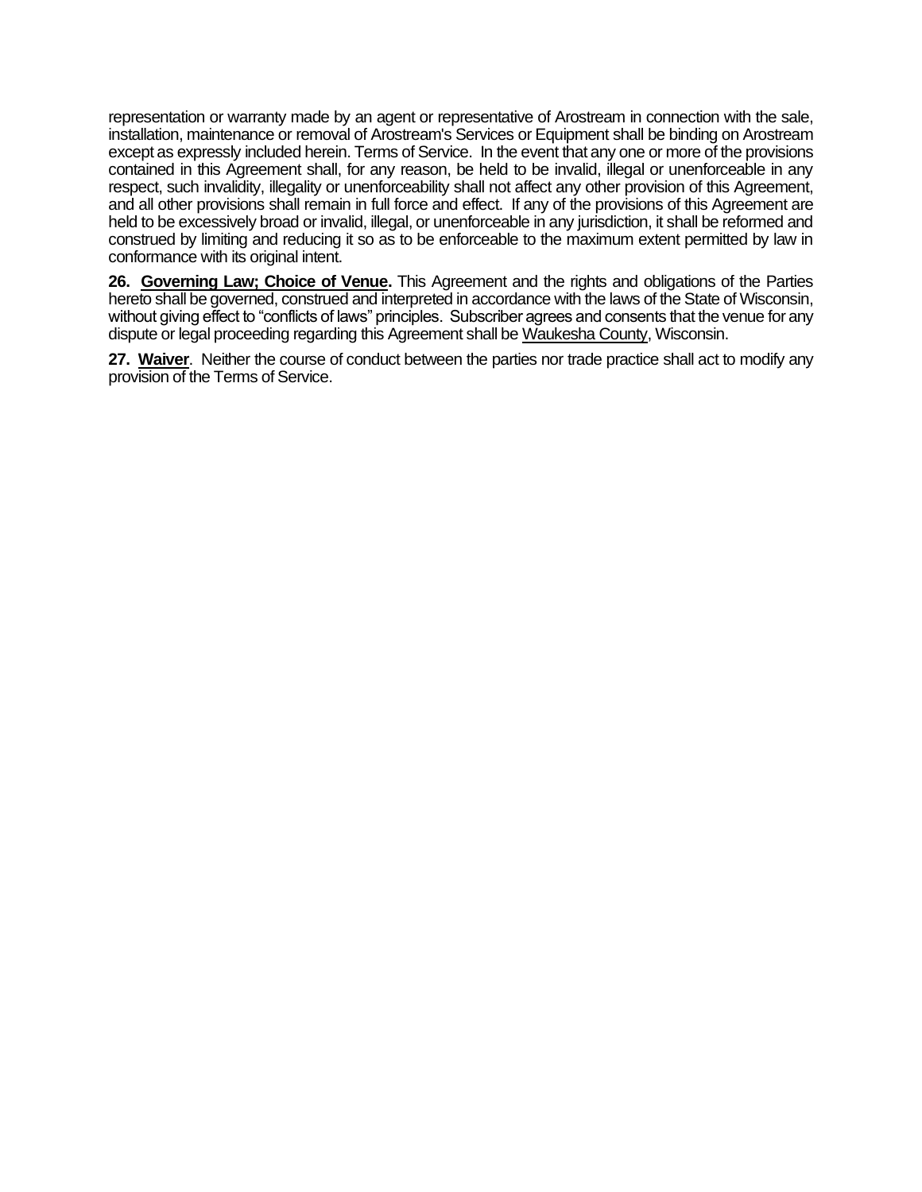representation or warranty made by an agent or representative of Arostream in connection with the sale, installation, maintenance or removal of Arostream's Services or Equipment shall be binding on Arostream except as expressly included herein. Terms of Service. In the event that any one or more of the provisions contained in this Agreement shall, for any reason, be held to be invalid, illegal or unenforceable in any respect, such invalidity, illegality or unenforceability shall not affect any other provision of this Agreement, and all other provisions shall remain in full force and effect. If any of the provisions of this Agreement are held to be excessively broad or invalid, illegal, or unenforceable in any jurisdiction, it shall be reformed and construed by limiting and reducing it so as to be enforceable to the maximum extent permitted by law in conformance with its original intent.

**26. Governing Law; Choice of Venue.** This Agreement and the rights and obligations of the Parties hereto shall be governed, construed and interpreted in accordance with the laws of the State of Wisconsin, without giving effect to "conflicts of laws" principles. Subscriber agrees and consents that the venue for any dispute or legal proceeding regarding this Agreement shall be Waukesha County, Wisconsin.

**27. Waiver**. Neither the course of conduct between the parties nor trade practice shall act to modify any provision of the Terms of Service.